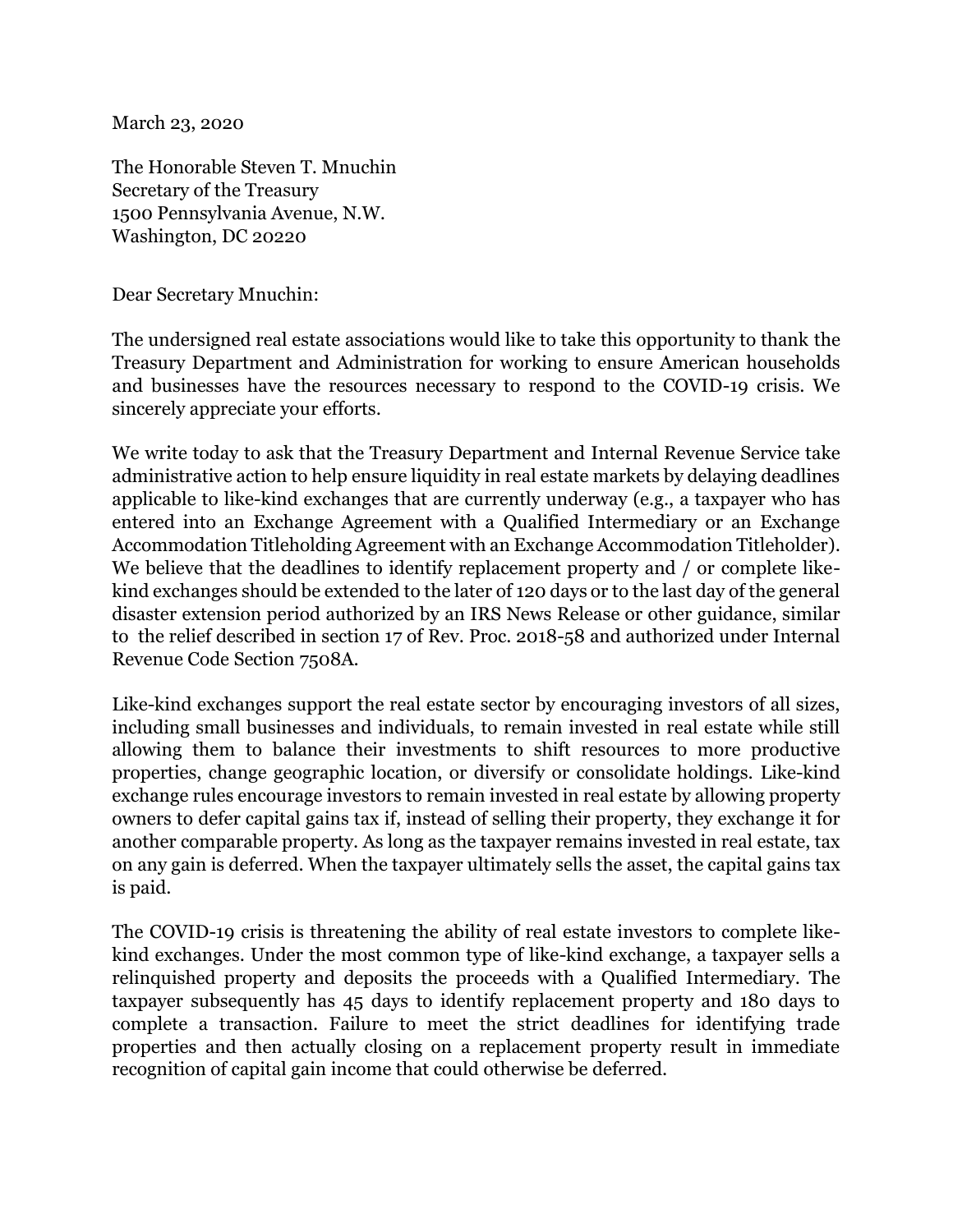March 23, 2020

The Honorable Steven T. Mnuchin
Secretary of the Treasury
1500 Pennsylvania Avenue, N.W.
Washington, DC 20220

Dear Secretary Mnuchin:

The undersigned real estate associations would like to take this opportunity to thank the Treasury Department and Administration for working to ensure American households and businesses have the resources necessary to respond to the COVID-19 crisis. We sincerely appreciate your efforts.

We write today to ask that the Treasury Department and Internal Revenue Service take administrative action to help ensure liquidity in real estate markets by delaying deadlines applicable to like-kind exchanges that are currently underway (e.g., a taxpayer who has entered into an Exchange Agreement with a Qualified Intermediary or an Exchange Accommodation Titleholding Agreement with an Exchange Accommodation Titleholder). We believe that the deadlines to identify replacement property and / or complete like-kind exchanges should be extended to the later of 120 days or to the last day of the general disaster extension period authorized by an IRS News Release or other guidance, similar to the relief described in section 17 of Rev. Proc. 2018-58 and authorized under Internal Revenue Code Section 7508A.

Like-kind exchanges support the real estate sector by encouraging investors of all sizes, including small businesses and individuals, to remain invested in real estate while still allowing them to balance their investments to shift resources to more productive properties, change geographic location, or diversify or consolidate holdings. Like-kind exchange rules encourage investors to remain invested in real estate by allowing property owners to defer capital gains tax if, instead of selling their property, they exchange it for another comparable property. As long as the taxpayer remains invested in real estate, tax on any gain is deferred. When the taxpayer ultimately sells the asset, the capital gains tax is paid.

The COVID-19 crisis is threatening the ability of real estate investors to complete like-kind exchanges. Under the most common type of like-kind exchange, a taxpayer sells a relinquished property and deposits the proceeds with a Qualified Intermediary. The taxpayer subsequently has 45 days to identify replacement property and 180 days to complete a transaction. Failure to meet the strict deadlines for identifying trade properties and then actually closing on a replacement property result in immediate recognition of capital gain income that could otherwise be deferred.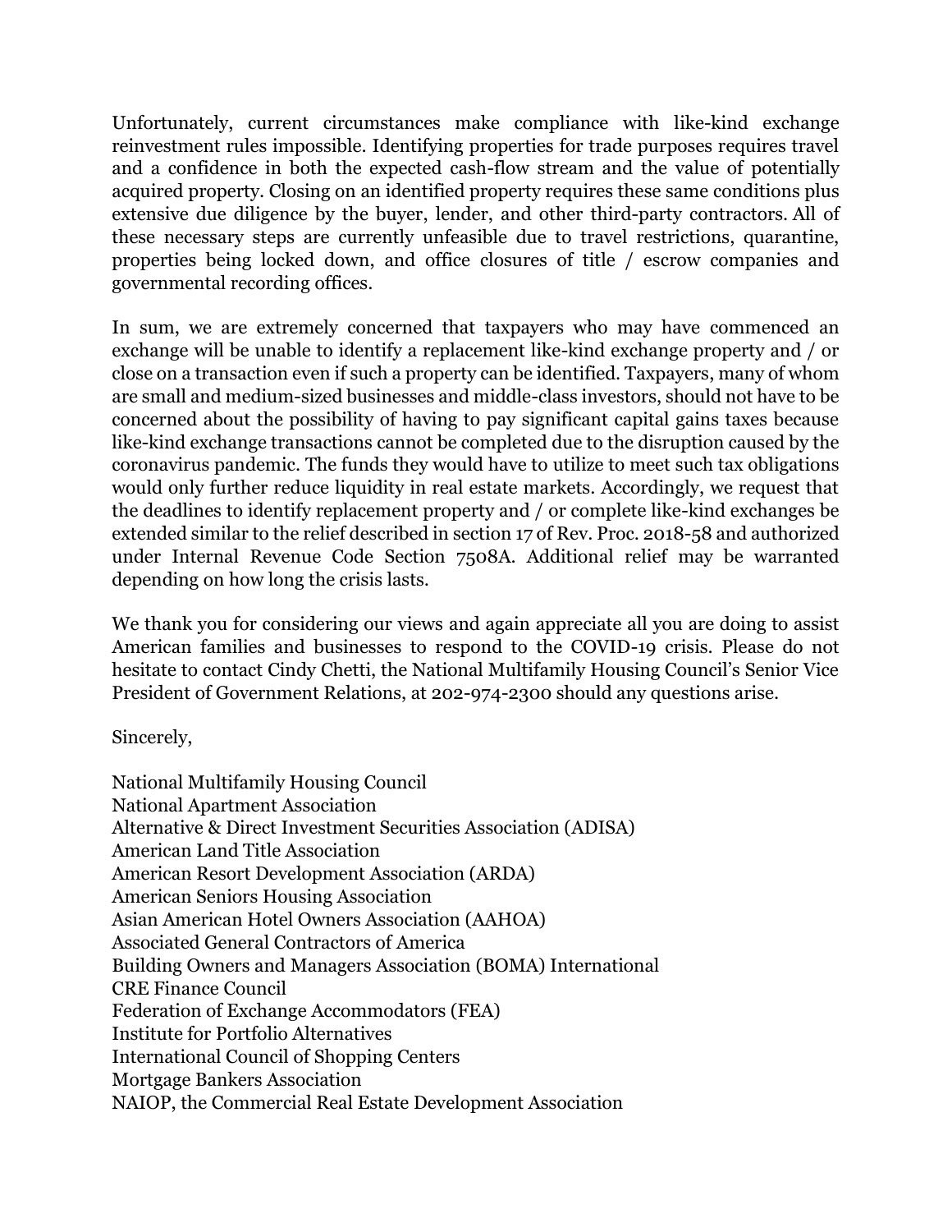Unfortunately, current circumstances make compliance with like-kind exchange reinvestment rules impossible. Identifying properties for trade purposes requires travel and a confidence in both the expected cash-flow stream and the value of potentially acquired property. Closing on an identified property requires these same conditions plus extensive due diligence by the buyer, lender, and other third-party contractors. All of these necessary steps are currently unfeasible due to travel restrictions, quarantine, properties being locked down, and office closures of title / escrow companies and governmental recording offices.

In sum, we are extremely concerned that taxpayers who may have commenced an exchange will be unable to identify a replacement like-kind exchange property and / or close on a transaction even if such a property can be identified. Taxpayers, many of whom are small and medium-sized businesses and middle-class investors, should not have to be concerned about the possibility of having to pay significant capital gains taxes because like-kind exchange transactions cannot be completed due to the disruption caused by the coronavirus pandemic. The funds they would have to utilize to meet such tax obligations would only further reduce liquidity in real estate markets. Accordingly, we request that the deadlines to identify replacement property and / or complete like-kind exchanges be extended similar to the relief described in section 17 of Rev. Proc. 2018-58 and authorized under Internal Revenue Code Section 7508A. Additional relief may be warranted depending on how long the crisis lasts.

We thank you for considering our views and again appreciate all you are doing to assist American families and businesses to respond to the COVID-19 crisis. Please do not hesitate to contact Cindy Chetti, the National Multifamily Housing Council's Senior Vice President of Government Relations, at 202-974-2300 should any questions arise.

Sincerely,

National Multifamily Housing Council
National Apartment Association
Alternative & Direct Investment Securities Association (ADISA)
American Land Title Association
American Resort Development Association (ARDA)
American Seniors Housing Association
Asian American Hotel Owners Association (AAHOA)
Associated General Contractors of America
Building Owners and Managers Association (BOMA) International
CRE Finance Council
Federation of Exchange Accommodators (FEA)
Institute for Portfolio Alternatives
International Council of Shopping Centers
Mortgage Bankers Association
NAIOP, the Commercial Real Estate Development Association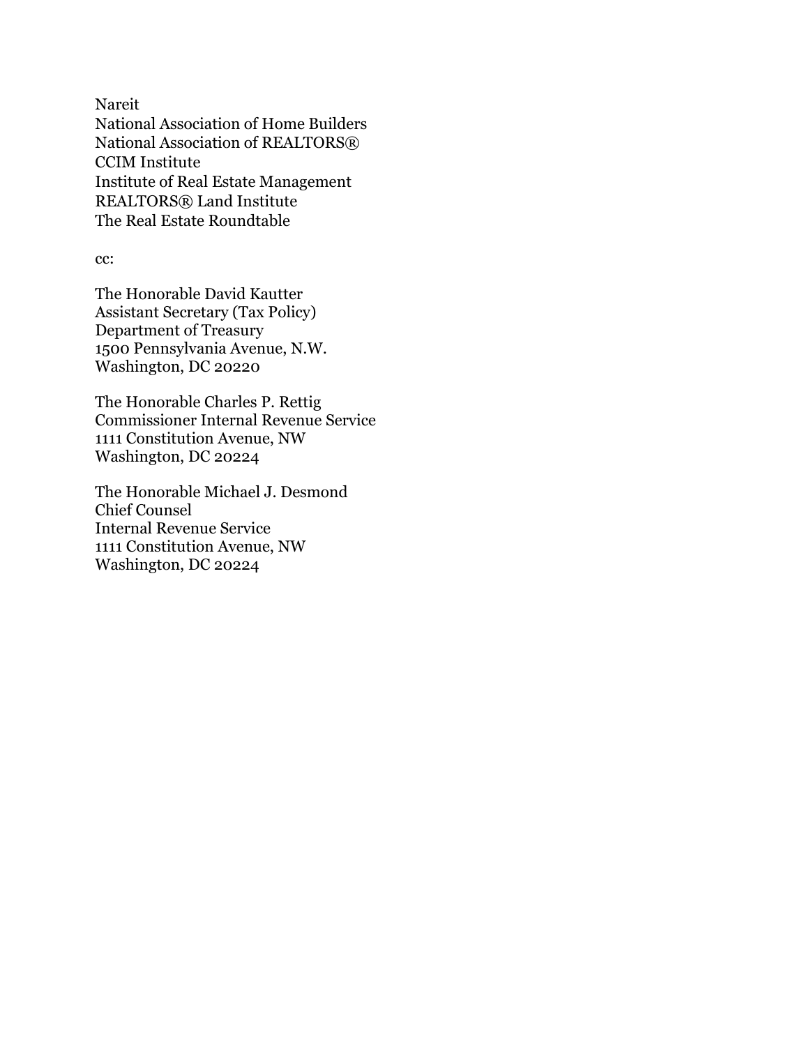Nareit
National Association of Home Builders
National Association of REALTORS®
CCIM Institute
Institute of Real Estate Management
REALTORS® Land Institute
The Real Estate Roundtable

cc:

The Honorable David Kautter
Assistant Secretary (Tax Policy)
Department of Treasury
1500 Pennsylvania Avenue, N.W.
Washington, DC 20220

The Honorable Charles P. Rettig
Commissioner Internal Revenue Service
1111 Constitution Avenue, NW
Washington, DC 20224

The Honorable Michael J. Desmond
Chief Counsel
Internal Revenue Service
1111 Constitution Avenue, NW
Washington, DC 20224